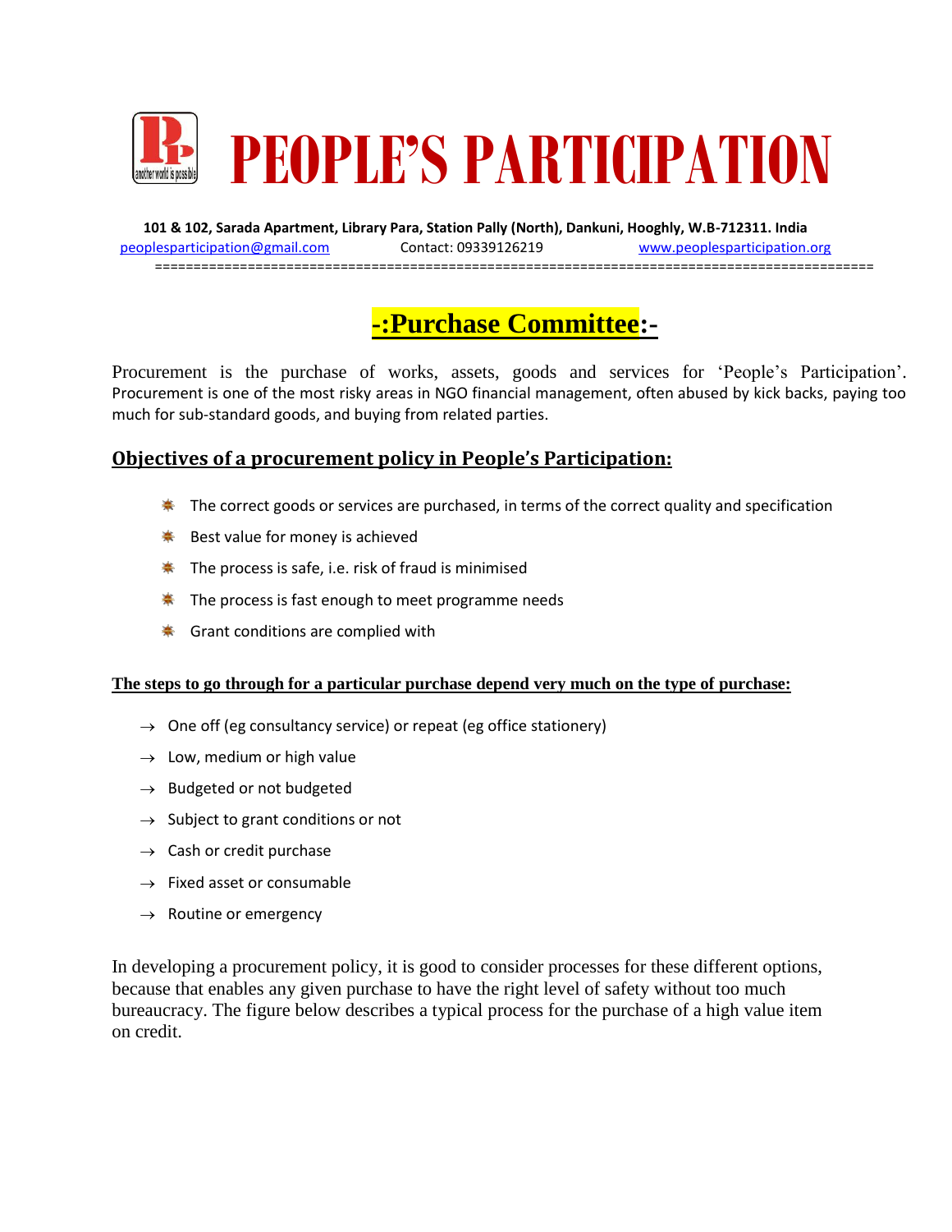# PEOPLE'S PARTICIPATION

**101 & 102, Sarada Apartment, Library Para, Station Pally (North), Dankuni, Hooghly, W.B-712311. India**

peoplesparticipation@gmail.com Contact: 09339126219 www.peoplesparticipation.org

## -:Purchase Committee:-

Procurement is the purchase of works, assets, goods and services for 'People's Participation'. Procurement is one of the most risky areas in NGO financial management, often abused by kick backs, paying too much for sub-standard goods, and buying from related parties.

### Objectives of a procurement policy in People's Participation:

- The correct goods or services are purchased, in terms of the correct quality and specification
- Best value for money is achieved
- The process is safe, i.e. risk of fraud is minimised
- The process is fast enough to meet programme needs
- Grant conditions are complied with

**The steps to go through for a particular purchase depend very much on the type of purchase:**

- → One off (eg consultancy service) or repeat (eg office stationery)
- → Low, medium or high value
- → Budgeted or not budgeted
- → Subject to grant conditions or not
- → Cash or credit purchase
- → Fixed asset or consumable
- → Routine or emergency

In developing a procurement policy, it is good to consider processes for these different options, because that enables any given purchase to have the right level of safety without too much bureaucracy. The figure below describes a typical process for the purchase of a high value item on credit.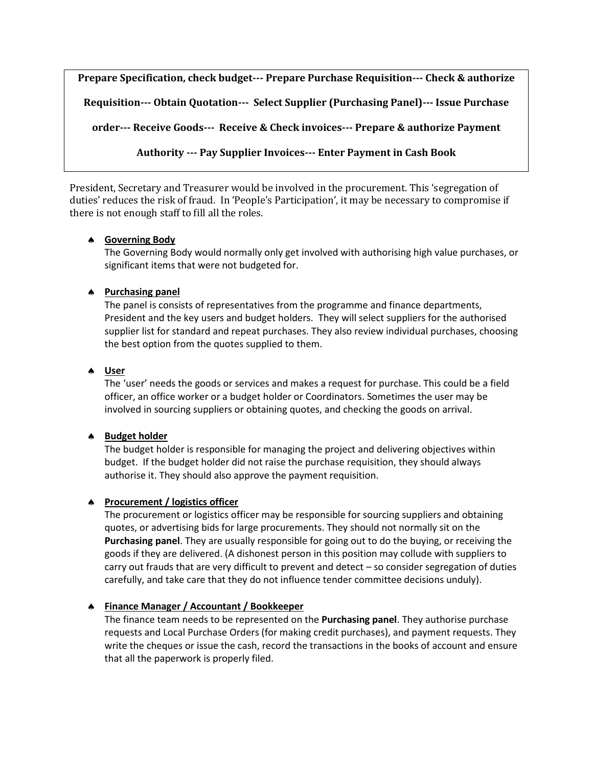**Prepare Specification, check budget--- Prepare Purchase Requisition--- Check & authorize Requisition--- Obtain Quotation--- Select Supplier (Purchasing Panel)--- Issue Purchase order--- Receive Goods--- Receive & Check invoices--- Prepare & authorize Payment Authority --- Pay Supplier Invoices--- Enter Payment in Cash Book**

President, Secretary and Treasurer would be involved in the procurement. This 'segregation of duties' reduces the risk of fraud. In 'People's Participation', it may be necessary to compromise if there is not enough staff to fill all the roles.

- **Governing Body**
  The Governing Body would normally only get involved with authorising high value purchases, or significant items that were not budgeted for.

- **Purchasing panel**
  The panel is consists of representatives from the programme and finance departments, President and the key users and budget holders. They will select suppliers for the authorised supplier list for standard and repeat purchases. They also review individual purchases, choosing the best option from the quotes supplied to them.

- **User**
  The 'user' needs the goods or services and makes a request for purchase. This could be a field officer, an office worker or a budget holder or Coordinators. Sometimes the user may be involved in sourcing suppliers or obtaining quotes, and checking the goods on arrival.

- **Budget holder**
  The budget holder is responsible for managing the project and delivering objectives within budget. If the budget holder did not raise the purchase requisition, they should always authorise it. They should also approve the payment requisition.

- **Procurement / logistics officer**
  The procurement or logistics officer may be responsible for sourcing suppliers and obtaining quotes, or advertising bids for large procurements. They should not normally sit on the **Purchasing panel**. They are usually responsible for going out to do the buying, or receiving the goods if they are delivered. (A dishonest person in this position may collude with suppliers to carry out frauds that are very difficult to prevent and detect – so consider segregation of duties carefully, and take care that they do not influence tender committee decisions unduly).

- **Finance Manager / Accountant / Bookkeeper**
  The finance team needs to be represented on the **Purchasing panel**. They authorise purchase requests and Local Purchase Orders (for making credit purchases), and payment requests. They write the cheques or issue the cash, record the transactions in the books of account and ensure that all the paperwork is properly filed.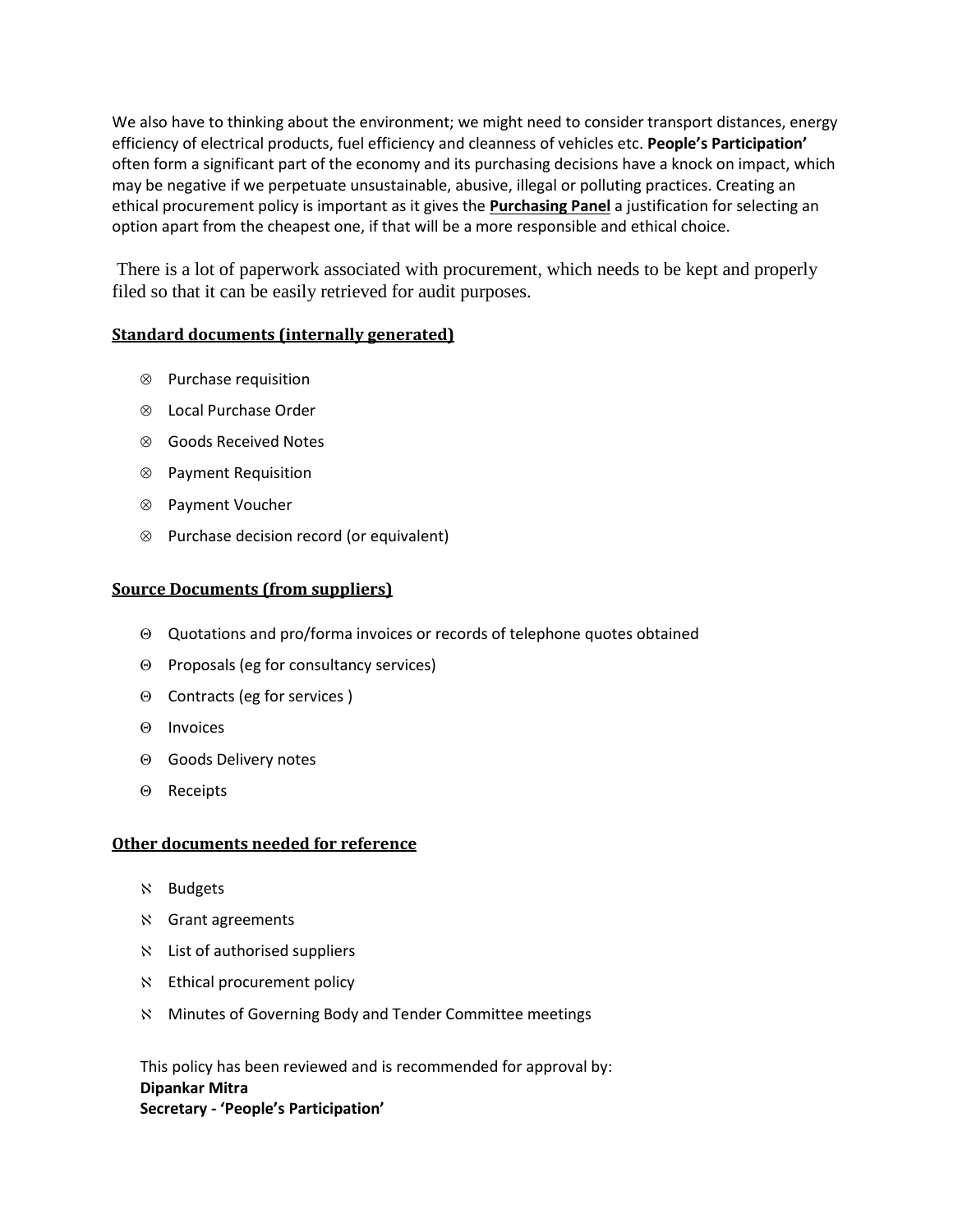We also have to thinking about the environment; we might need to consider transport distances, energy efficiency of electrical products, fuel efficiency and cleanness of vehicles etc. **People's Participation'** often form a significant part of the economy and its purchasing decisions have a knock on impact, which may be negative if we perpetuate unsustainable, abusive, illegal or polluting practices. Creating an ethical procurement policy is important as it gives the **Purchasing Panel** a justification for selecting an option apart from the cheapest one, if that will be a more responsible and ethical choice.

There is a lot of paperwork associated with procurement, which needs to be kept and properly filed so that it can be easily retrieved for audit purposes.

**Standard documents (internally generated)**

- Purchase requisition
- Local Purchase Order
- Goods Received Notes
- Payment Requisition
- Payment Voucher
- Purchase decision record (or equivalent)

**Source Documents (from suppliers)**

- Quotations and pro/forma invoices or records of telephone quotes obtained
- Proposals (eg for consultancy services)
- Contracts (eg for services )
- Invoices
- Goods Delivery notes
- Receipts

**Other documents needed for reference**

- Budgets
- Grant agreements
- List of authorised suppliers
- Ethical procurement policy
- Minutes of Governing Body and Tender Committee meetings

This policy has been reviewed and is recommended for approval by:
**Dipankar Mitra**
**Secretary - 'People's Participation'**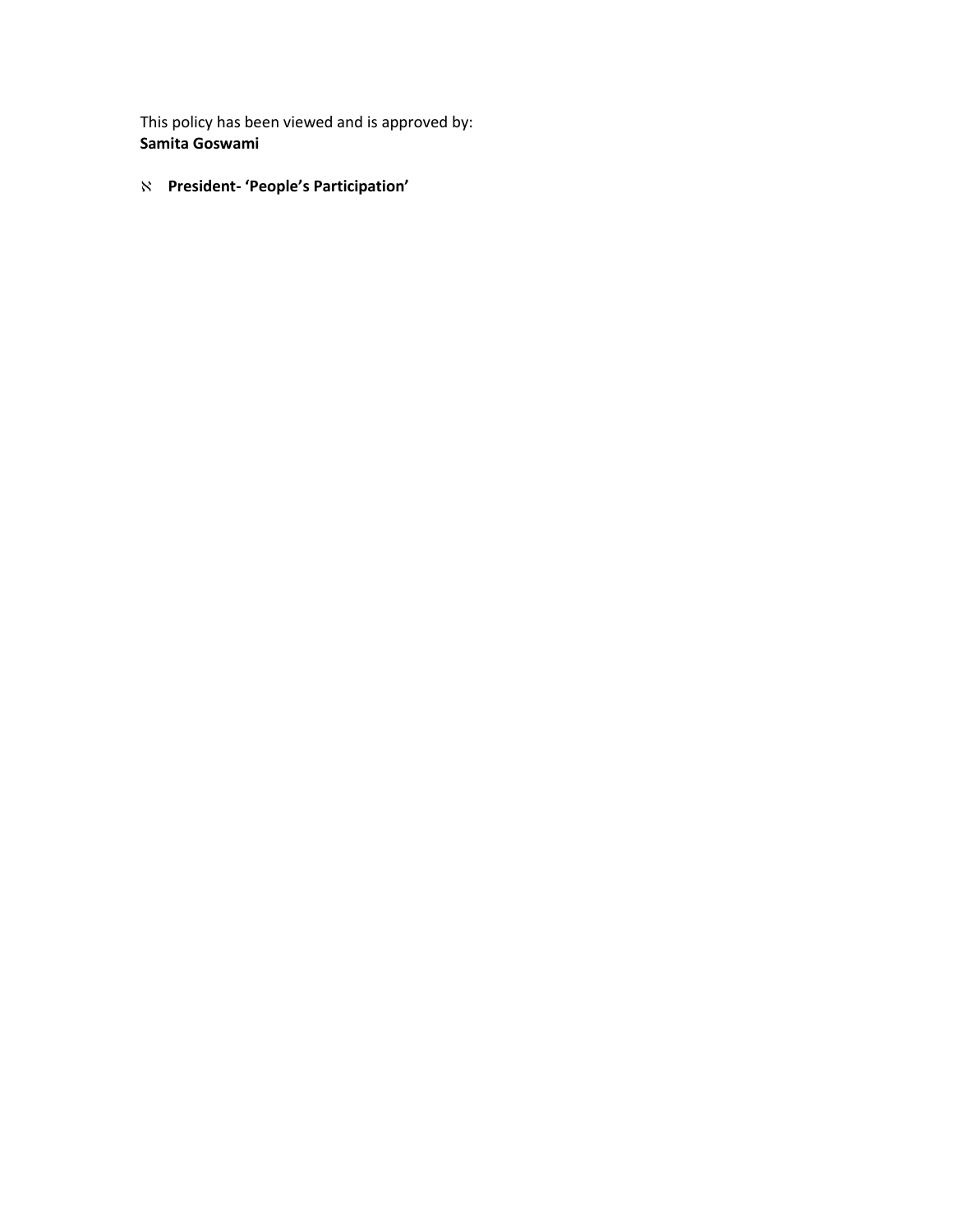This policy has been viewed and is approved by:
**Samita Goswami**

- **President- 'People's Participation'**